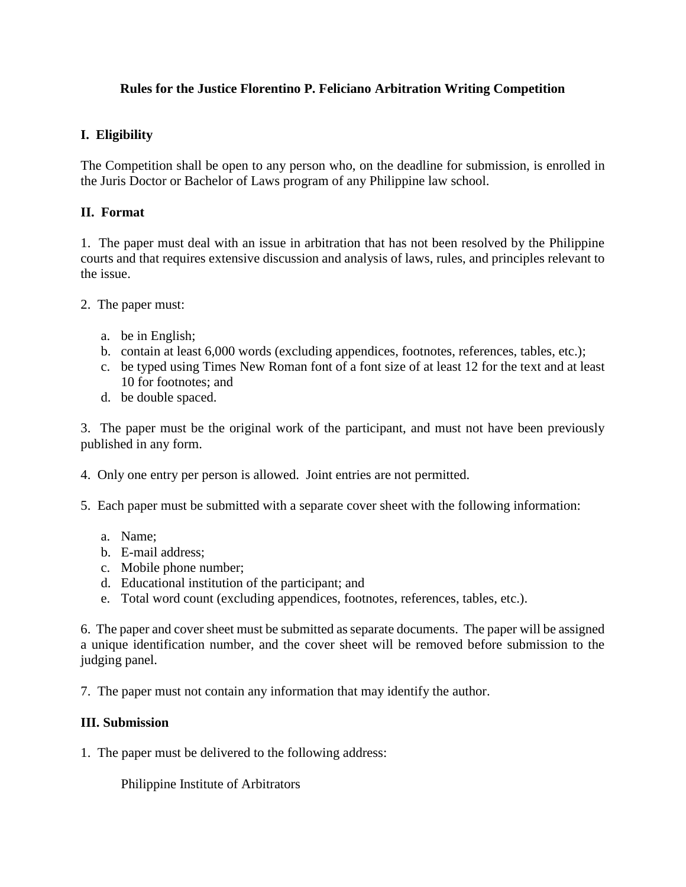# Rules for the Justice Florentino P. Feliciano Arbitration Writing Competition

## I. Eligibility

The Competition shall be open to any person who, on the deadline for submission, is enrolled in the Juris Doctor or Bachelor of Laws program of any Philippine law school.

## II. Format

1. The paper must deal with an issue in arbitration that has not been resolved by the Philippine courts and that requires extensive discussion and analysis of laws, rules, and principles relevant to the issue.

2. The paper must:

   a. be in English;
   b. contain at least 6,000 words (excluding appendices, footnotes, references, tables, etc.);
   c. be typed using Times New Roman font of a font size of at least 12 for the text and at least 10 for footnotes; and
   d. be double spaced.

3. The paper must be the original work of the participant, and must not have been previously published in any form.

4. Only one entry per person is allowed. Joint entries are not permitted.

5. Each paper must be submitted with a separate cover sheet with the following information:

   a. Name;
   b. E-mail address;
   c. Mobile phone number;
   d. Educational institution of the participant; and
   e. Total word count (excluding appendices, footnotes, references, tables, etc.).

6. The paper and cover sheet must be submitted as separate documents. The paper will be assigned a unique identification number, and the cover sheet will be removed before submission to the judging panel.

7. The paper must not contain any information that may identify the author.

## III. Submission

1. The paper must be delivered to the following address:

   Philippine Institute of Arbitrators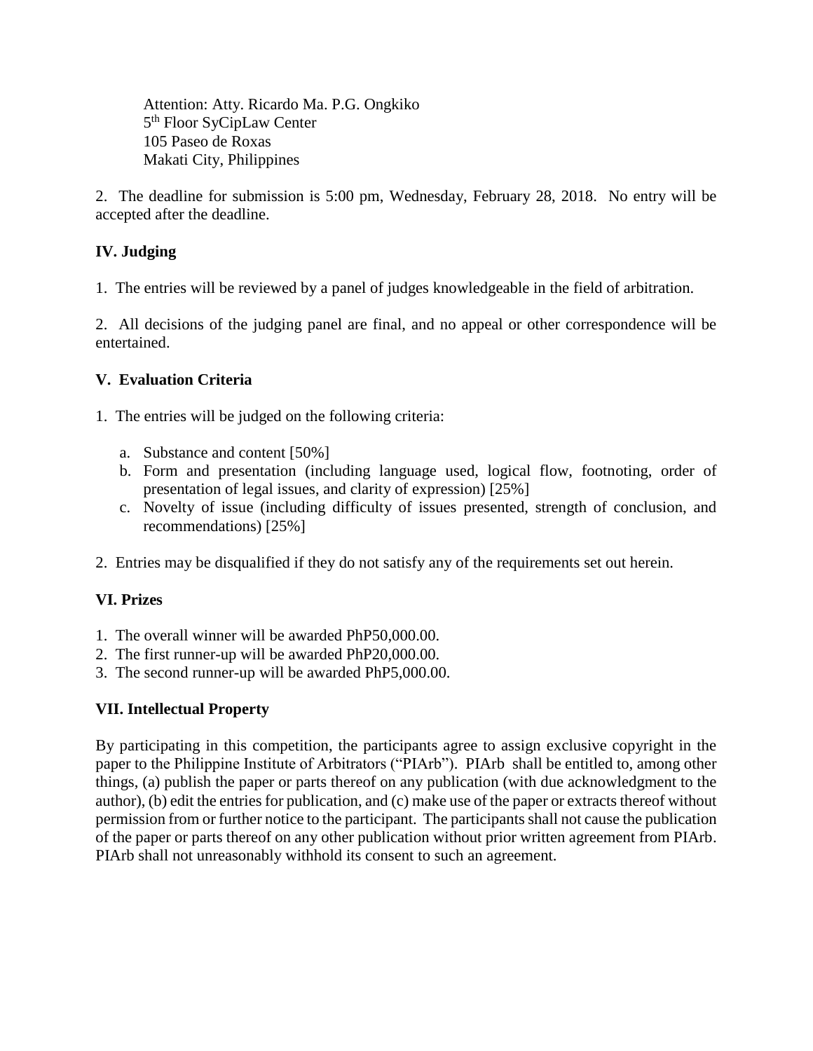Attention: Atty. Ricardo Ma. P.G. Ongkiko
5th Floor SyCipLaw Center
105 Paseo de Roxas
Makati City, Philippines

2. The deadline for submission is 5:00 pm, Wednesday, February 28, 2018. No entry will be accepted after the deadline.

## IV. Judging

1. The entries will be reviewed by a panel of judges knowledgeable in the field of arbitration.

2. All decisions of the judging panel are final, and no appeal or other correspondence will be entertained.

## V. Evaluation Criteria

1. The entries will be judged on the following criteria:

   a. Substance and content [50%]
   b. Form and presentation (including language used, logical flow, footnoting, order of presentation of legal issues, and clarity of expression) [25%]
   c. Novelty of issue (including difficulty of issues presented, strength of conclusion, and recommendations) [25%]

2. Entries may be disqualified if they do not satisfy any of the requirements set out herein.

## VI. Prizes

1. The overall winner will be awarded PhP50,000.00.
2. The first runner-up will be awarded PhP20,000.00.
3. The second runner-up will be awarded PhP5,000.00.

## VII. Intellectual Property

By participating in this competition, the participants agree to assign exclusive copyright in the paper to the Philippine Institute of Arbitrators ("PIArb"). PIArb shall be entitled to, among other things, (a) publish the paper or parts thereof on any publication (with due acknowledgment to the author), (b) edit the entries for publication, and (c) make use of the paper or extracts thereof without permission from or further notice to the participant. The participants shall not cause the publication of the paper or parts thereof on any other publication without prior written agreement from PIArb. PIArb shall not unreasonably withhold its consent to such an agreement.